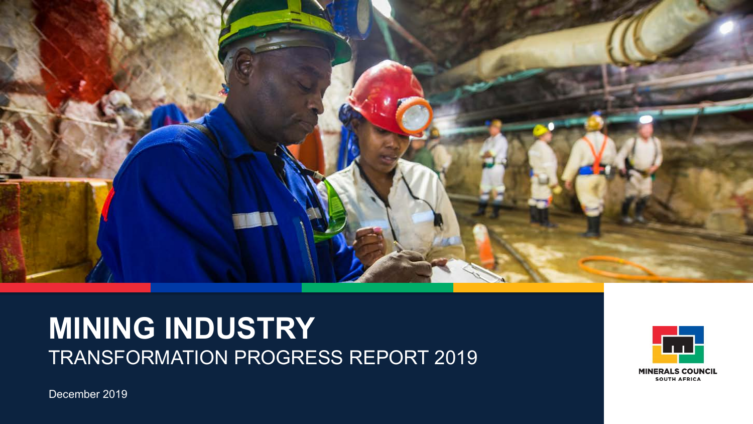# MINING INDUSTRY

TRANSFORMATION PROGRESS REPORT 2019

December 2019

MINERALS COUNCIL
SOUTH AFRICA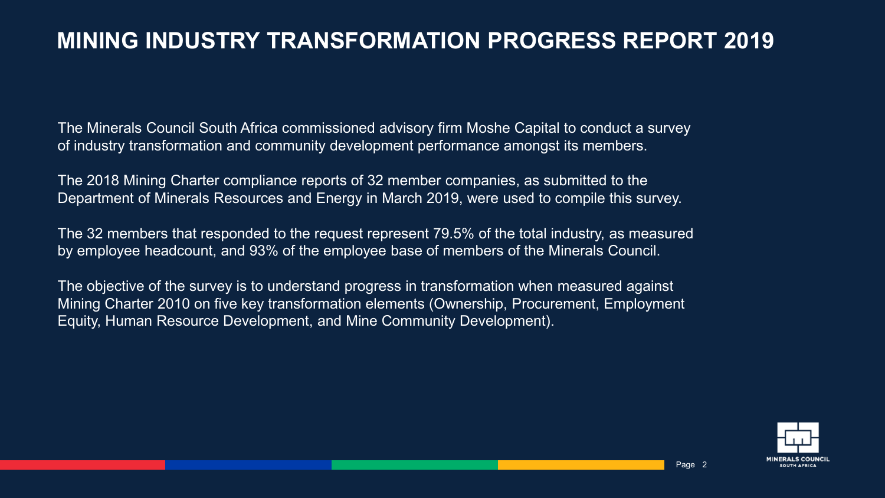# MINING INDUSTRY TRANSFORMATION PROGRESS REPORT 2019

The Minerals Council South Africa commissioned advisory firm Moshe Capital to conduct a survey of industry transformation and community development performance amongst its members.

The 2018 Mining Charter compliance reports of 32 member companies, as submitted to the Department of Minerals Resources and Energy in March 2019, were used to compile this survey.

The 32 members that responded to the request represent 79.5% of the total industry, as measured by employee headcount, and 93% of the employee base of members of the Minerals Council.

The objective of the survey is to understand progress in transformation when measured against Mining Charter 2010 on five key transformation elements (Ownership, Procurement, Employment Equity, Human Resource Development, and Mine Community Development).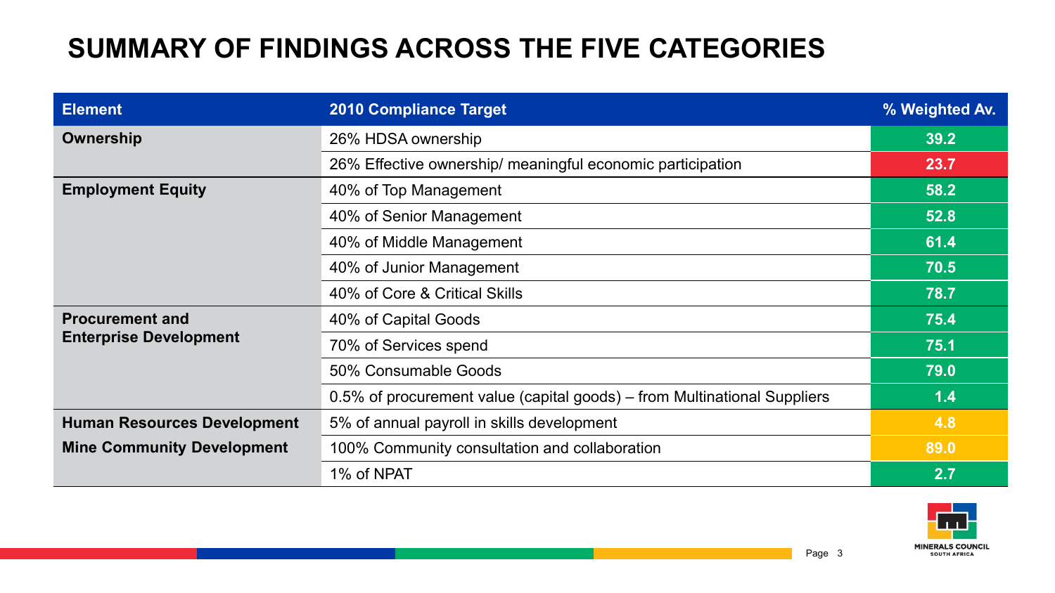# SUMMARY OF FINDINGS ACROSS THE FIVE CATEGORIES

| Element | 2010 Compliance Target | % Weighted Av. |
|---|---|---|
| **Ownership** | 26% HDSA ownership | **39.2** |
| | 26% Effective ownership/ meaningful economic participation | **23.7** |
| **Employment Equity** | 40% of Top Management | **58.2** |
| | 40% of Senior Management | **52.8** |
| | 40% of Middle Management | **61.4** |
| | 40% of Junior Management | **70.5** |
| | 40% of Core & Critical Skills | **78.7** |
| **Procurement and Enterprise Development** | 40% of Capital Goods | **75.4** |
| | 70% of Services spend | **75.1** |
| | 50% Consumable Goods | **79.0** |
| | 0.5% of procurement value (capital goods) – from Multinational Suppliers | **1.4** |
| **Human Resources Development** | 5% of annual payroll in skills development | **4.8** |
| **Mine Community Development** | 100% Community consultation and collaboration | **89.0** |
| | 1% of NPAT | **2.7** |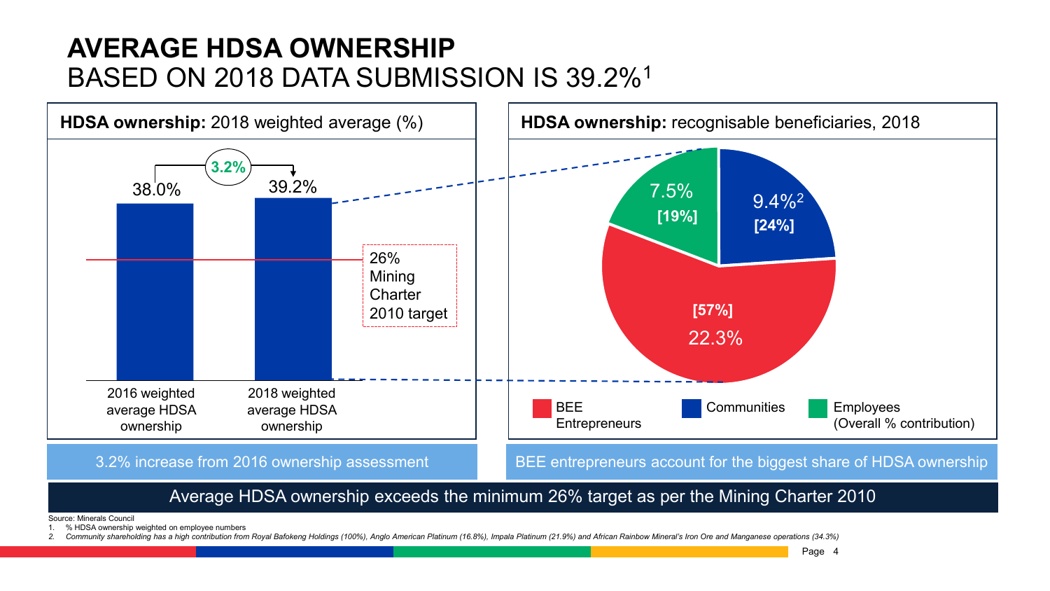# AVERAGE HDSA OWNERSHIP
## BASED ON 2018 DATA SUBMISSION IS 39.2%[1]

**HDSA ownership:** 2018 weighted average (%)

| | 2016 weighted average HDSA ownership | 2018 weighted average HDSA ownership |
|---|---|---|
| HDSA ownership | 38.0% | 39.2% |

Change: 3.2%

26% Mining Charter 2010 target

**HDSA ownership:** recognisable beneficiaries, 2018

| Beneficiary | % | [Overall % contribution] |
|---|---|---|
| BEE Entrepreneurs | 22.3% | [57%] |
| Communities | 9.4%[2] | [24%] |
| Employees | 7.5% | [19%] |

3.2% increase from 2016 ownership assessment

BEE entrepreneurs account for the biggest share of HDSA ownership

Average HDSA ownership exceeds the minimum 26% target as per the Mining Charter 2010

Source: Minerals Council

1. % HDSA ownership weighted on employee numbers
2. *Community shareholding has a high contribution from Royal Bafokeng Holdings (100%), Anglo American Platinum (16.8%), Impala Platinum (21.9%) and African Rainbow Mineral's Iron Ore and Manganese operations (34.3%)*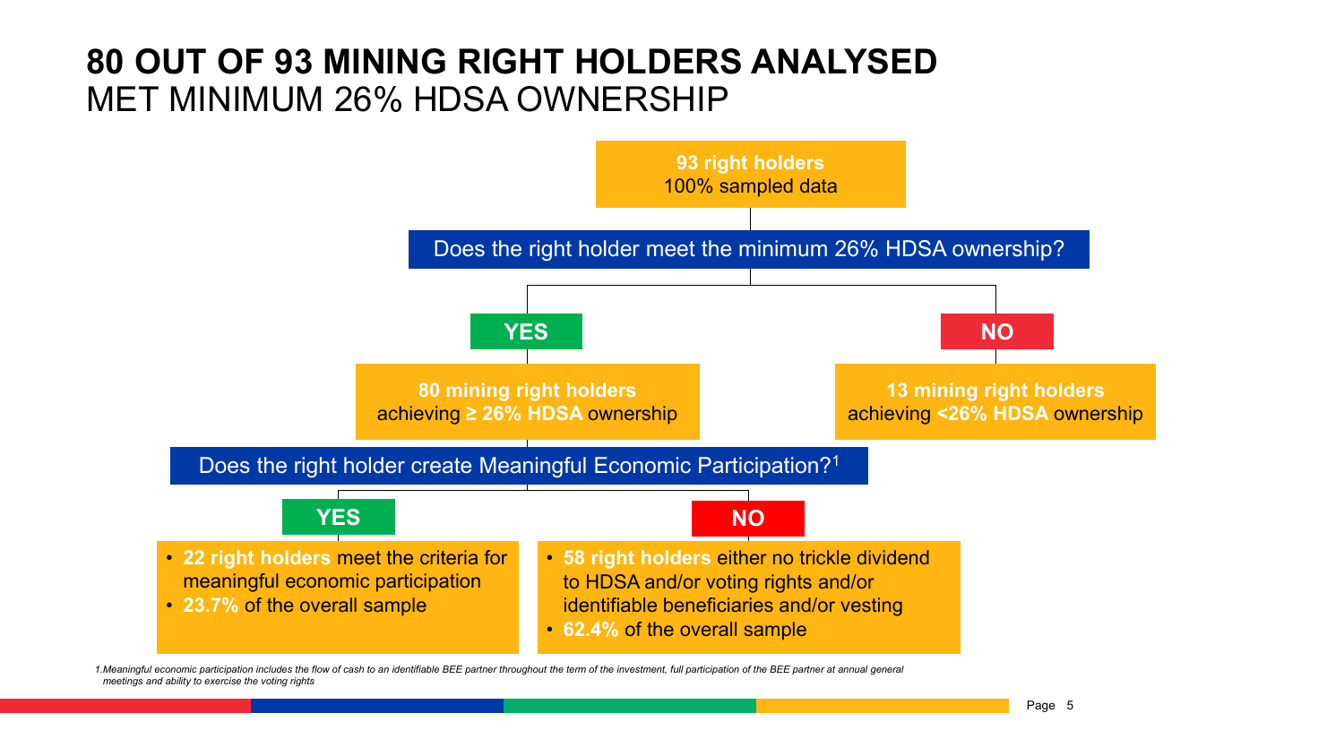# 80 OUT OF 93 MINING RIGHT HOLDERS ANALYSED MET MINIMUM 26% HDSA OWNERSHIP

**93 right holders**
100% sampled data

**Does the right holder meet the minimum 26% HDSA ownership?**

**YES**

**80 mining right holders**
achieving **≥ 26% HDSA** ownership

**NO**

**13 mining right holders**
achieving **<26% HDSA** ownership

**Does the right holder create Meaningful Economic Participation?[1]**

**YES**

- **22 right holders** meet the criteria for meaningful economic participation
- **23.7%** of the overall sample

**NO**

- **58 right holders** either no trickle dividend to HDSA and/or voting rights and/or identifiable beneficiaries and/or vesting
- **62.4%** of the overall sample

*1.Meaningful economic participation includes the flow of cash to an identifiable BEE partner throughout the term of the investment, full participation of the BEE partner at annual general meetings and ability to exercise the voting rights*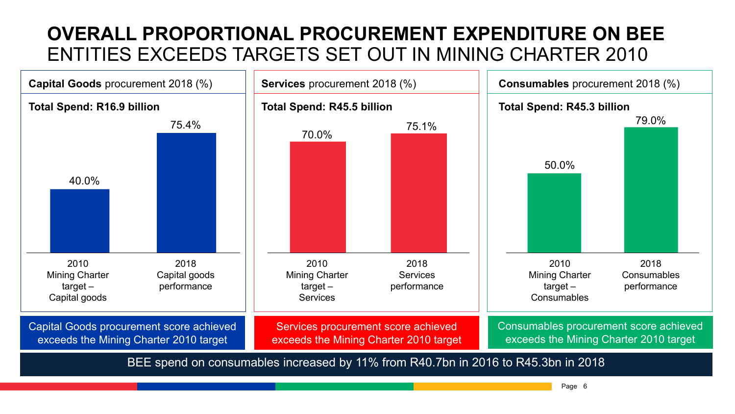# OVERALL PROPORTIONAL PROCUREMENT EXPENDITURE ON BEE ENTITIES EXCEEDS TARGETS SET OUT IN MINING CHARTER 2010

**Capital Goods** procurement 2018 (%)

**Total Spend: R16.9 billion**

| | 2010 Mining Charter target – Capital goods | 2018 Capital goods performance |
|---|---|---|
| % | 40.0% | 75.4% |

Capital Goods procurement score achieved exceeds the Mining Charter 2010 target

**Services** procurement 2018 (%)

**Total Spend: R45.5 billion**

| | 2010 Mining Charter target – Services | 2018 Services performance |
|---|---|---|
| % | 70.0% | 75.1% |

Services procurement score achieved exceeds the Mining Charter 2010 target

**Consumables** procurement 2018 (%)

**Total Spend: R45.3 billion**

| | 2010 Mining Charter target – Consumables | 2018 Consumables performance |
|---|---|---|
| % | 50.0% | 79.0% |

Consumables procurement score achieved exceeds the Mining Charter 2010 target

BEE spend on consumables increased by 11% from R40.7bn in 2016 to R45.3bn in 2018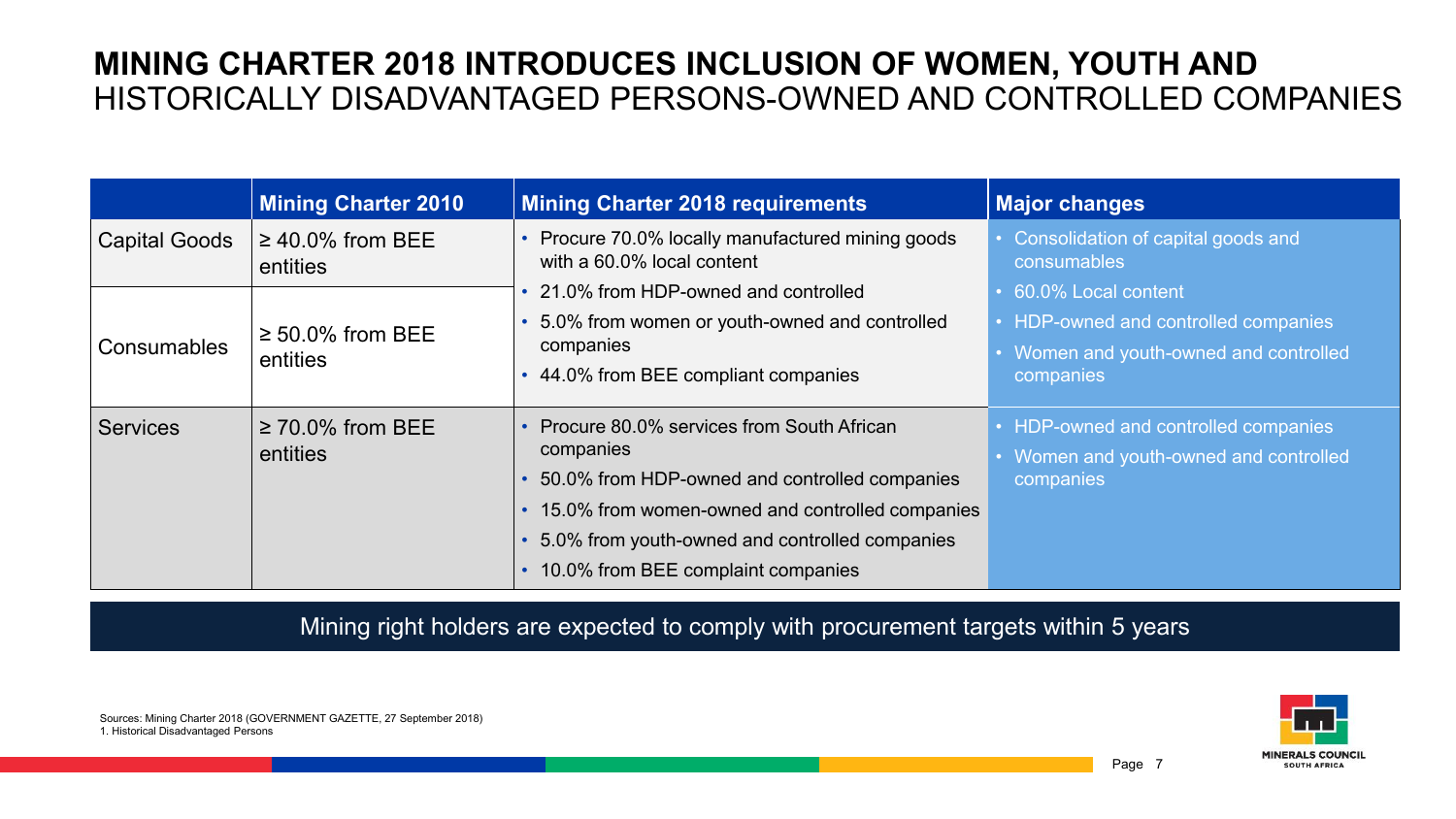# MINING CHARTER 2018 INTRODUCES INCLUSION OF WOMEN, YOUTH AND HISTORICALLY DISADVANTAGED PERSONS-OWNED AND CONTROLLED COMPANIES

| | Mining Charter 2010 | Mining Charter 2018 requirements | Major changes |
|---|---|---|---|
| Capital Goods | ≥ 40.0% from BEE entities | • Procure 70.0% locally manufactured mining goods with a 60.0% local content<br>• 21.0% from HDP-owned and controlled<br>• 5.0% from women or youth-owned and controlled companies<br>• 44.0% from BEE compliant companies | • Consolidation of capital goods and consumables<br>• 60.0% Local content<br>• HDP-owned and controlled companies<br>• Women and youth-owned and controlled companies |
| Consumables | ≥ 50.0% from BEE entities | | |
| Services | ≥ 70.0% from BEE entities | • Procure 80.0% services from South African companies<br>• 50.0% from HDP-owned and controlled companies<br>• 15.0% from women-owned and controlled companies<br>• 5.0% from youth-owned and controlled companies<br>• 10.0% from BEE complaint companies | • HDP-owned and controlled companies<br>• Women and youth-owned and controlled companies |

Mining right holders are expected to comply with procurement targets within 5 years

Sources: Mining Charter 2018 (GOVERNMENT GAZETTE, 27 September 2018)
1. Historical Disadvantaged Persons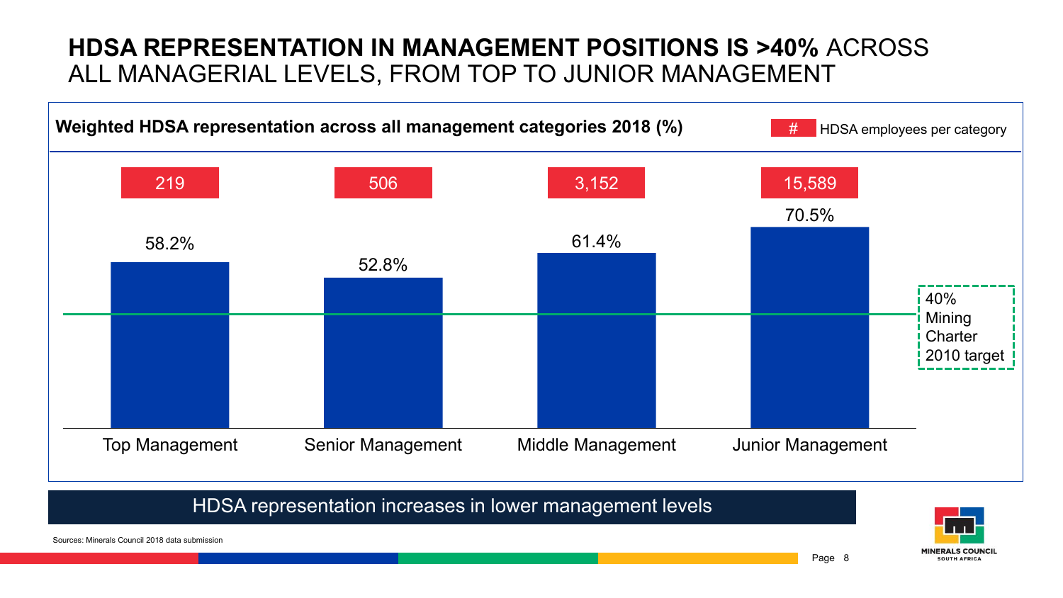# **HDSA REPRESENTATION IN MANAGEMENT POSITIONS IS >40%** ACROSS ALL MANAGERIAL LEVELS, FROM TOP TO JUNIOR MANAGEMENT

**Weighted HDSA representation across all management categories 2018 (%)**

# HDSA employees per category

| Category | HDSA representation (%) | HDSA employees per category |
|---|---|---|
| Top Management | 58.2% | 219 |
| Senior Management | 52.8% | 506 |
| Middle Management | 61.4% | 3,152 |
| Junior Management | 70.5% | 15,589 |

40% Mining Charter 2010 target

HDSA representation increases in lower management levels

Sources: Minerals Council 2018 data submission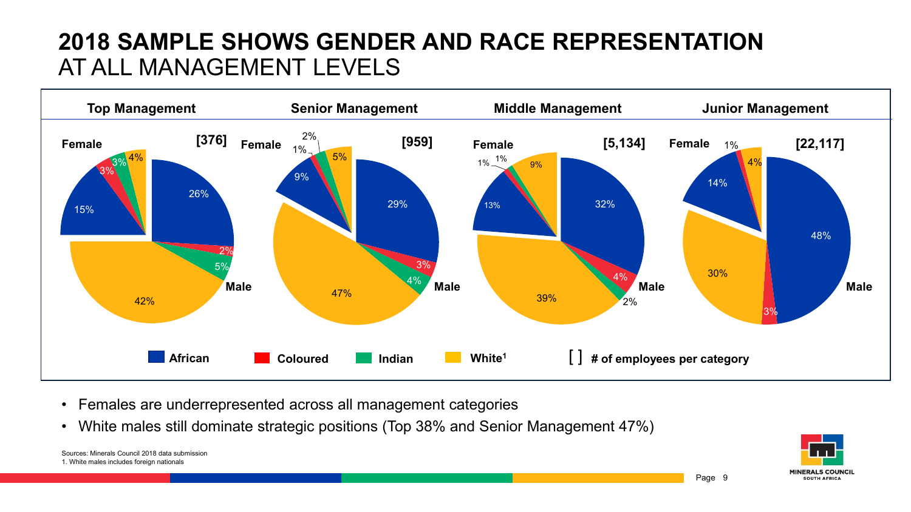# 2018 SAMPLE SHOWS GENDER AND RACE REPRESENTATION AT ALL MANAGEMENT LEVELS

| | Top Management [376] | Senior Management [959] | Middle Management [5,134] | Junior Management [22,117] |
|---|---|---|---|---|
| Female – African | 15% | 9% | 13% | 14% |
| Female – Coloured | 3% | 1% | 1% | 1% |
| Female – Indian | 3% | 2% | 1% | |
| Female – White[1] | 4% | 5% | 9% | 4% |
| Male – African | 26% | 29% | 32% | 48% |
| Male – Coloured | 2% | 3% | 4% | 3% |
| Male – Indian | 5% | 4% | 2% | |
| Male – White[1] | 42% | 47% | 39% | 30% |

[ ] # of employees per category

- Females are underrepresented across all management categories
- White males still dominate strategic positions (Top 38% and Senior Management 47%)

Sources: Minerals Council 2018 data submission

1. White males includes foreign nationals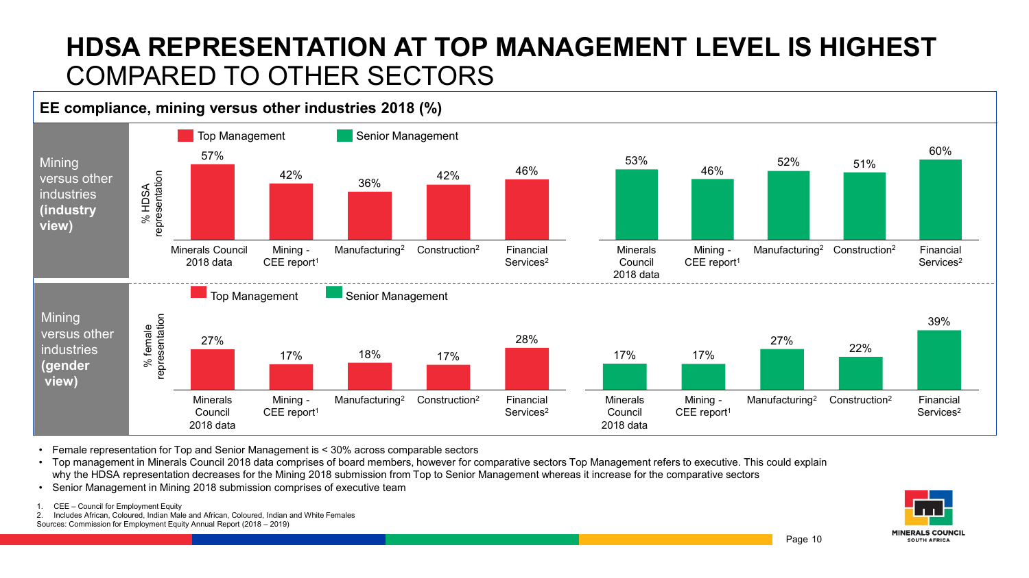# HDSA REPRESENTATION AT TOP MANAGEMENT LEVEL IS HIGHEST COMPARED TO OTHER SECTORS

## EE compliance, mining versus other industries 2018 (%)

**Mining versus other industries (industry view)** – % HDSA representation

| | Minerals Council 2018 data | Mining - CEE report[1] | Manufacturing[2] | Construction[2] | Financial Services[2] |
|---|---|---|---|---|---|
| Top Management | 57% | 42% | 36% | 42% | 46% |
| Senior Management | 53% | 46% | 52% | 51% | 60% |

**Mining versus other industries (gender view)** – % female representation

| | Minerals Council 2018 data | Mining - CEE report[1] | Manufacturing[2] | Construction[2] | Financial Services[2] |
|---|---|---|---|---|---|
| Top Management | 27% | 17% | 18% | 17% | 28% |
| Senior Management | 17% | 17% | 27% | 22% | 39% |

- Female representation for Top and Senior Management is < 30% across comparable sectors
- Top management in Minerals Council 2018 data comprises of board members, however for comparative sectors Top Management refers to executive. This could explain why the HDSA representation decreases for the Mining 2018 submission from Top to Senior Management whereas it increase for the comparative sectors
- Senior Management in Mining 2018 submission comprises of executive team

1. CEE – Council for Employment Equity
2. Includes African, Coloured, Indian Male and African, Coloured, Indian and White Females

Sources: Commission for Employment Equity Annual Report (2018 – 2019)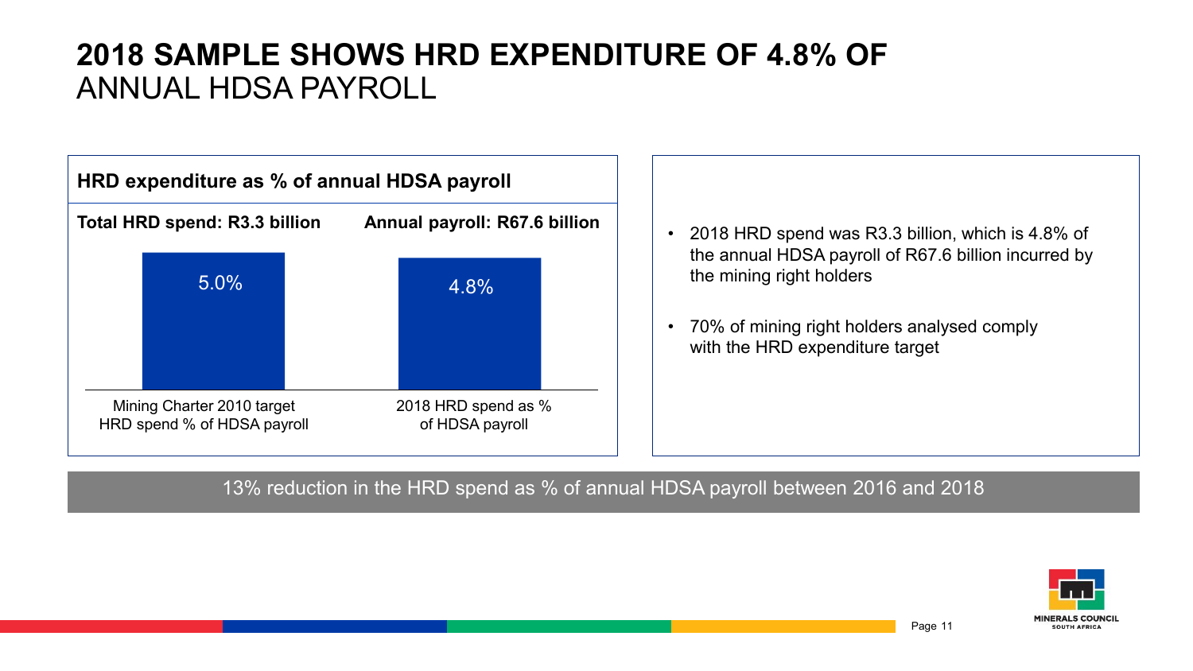# 2018 SAMPLE SHOWS HRD EXPENDITURE OF 4.8% OF ANNUAL HDSA PAYROLL

## HRD expenditure as % of annual HDSA payroll

**Total HRD spend: R3.3 billion** | **Annual payroll: R67.6 billion**

| Mining Charter 2010 target HRD spend % of HDSA payroll | 2018 HRD spend as % of HDSA payroll |
|---|---|
| 5.0% | 4.8% |

- 2018 HRD spend was R3.3 billion, which is 4.8% of the annual HDSA payroll of R67.6 billion incurred by the mining right holders
- 70% of mining right holders analysed comply with the HRD expenditure target

13% reduction in the HRD spend as % of annual HDSA payroll between 2016 and 2018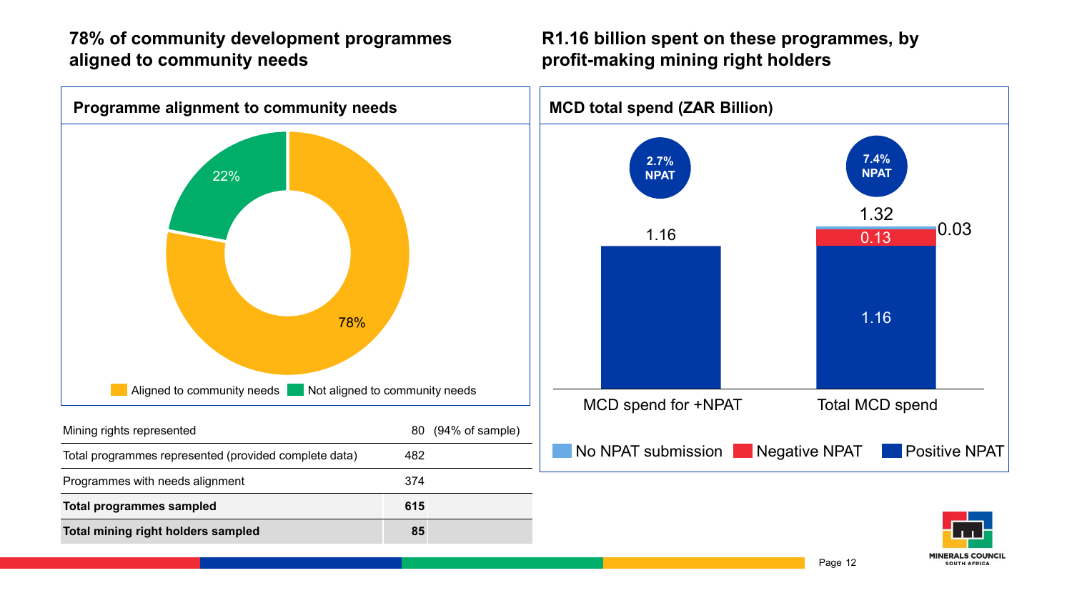## 78% of community development programmes aligned to community needs

### Programme alignment to community needs

- Aligned to community needs: 78%
- Not aligned to community needs: 22%

| Item | Value | |
|---|---|---|
| Mining rights represented | 80 | (94% of sample) |
| Total programmes represented (provided complete data) | 482 | |
| Programmes with needs alignment | 374 | |
| **Total programmes sampled** | **615** | |
| **Total mining right holders sampled** | **85** | |

## R1.16 billion spent on these programmes, by profit-making mining right holders

### MCD total spend (ZAR Billion)

| | MCD spend for +NPAT | Total MCD spend |
|---|---|---|
| Positive NPAT | 1.16 | 1.16 |
| Negative NPAT | | 0.13 |
| No NPAT submission | | 0.03 |
| Total | 1.16 | 1.32 |
| % of NPAT | 2.7% NPAT | 7.4% NPAT |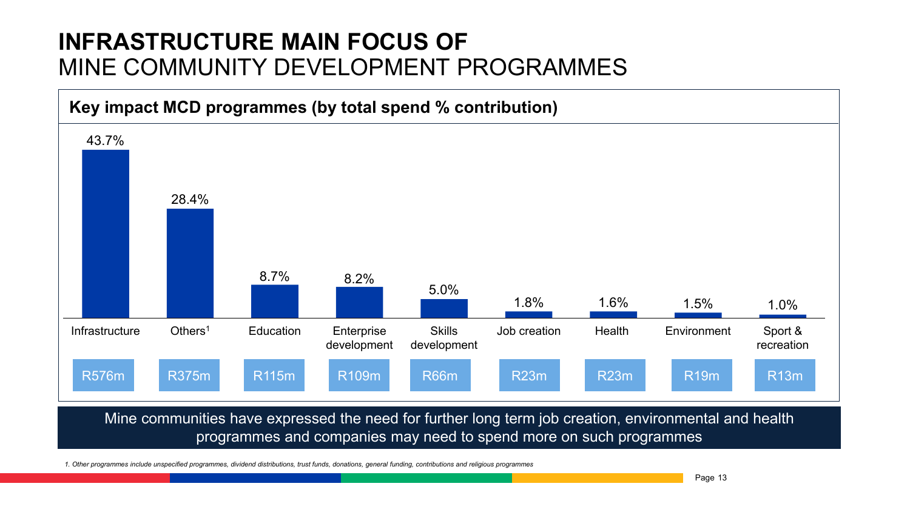# INFRASTRUCTURE MAIN FOCUS OF MINE COMMUNITY DEVELOPMENT PROGRAMMES

## Key impact MCD programmes (by total spend % contribution)

| Programme | % contribution | Spend |
|---|---|---|
| Infrastructure | 43.7% | R576m |
| Others[1] | 28.4% | R375m |
| Education | 8.7% | R115m |
| Enterprise development | 8.2% | R109m |
| Skills development | 5.0% | R66m |
| Job creation | 1.8% | R23m |
| Health | 1.6% | R23m |
| Environment | 1.5% | R19m |
| Sport & recreation | 1.0% | R13m |

Mine communities have expressed the need for further long term job creation, environmental and health programmes and companies may need to spend more on such programmes

*1. Other programmes include unspecified programmes, dividend distributions, trust funds, donations, general funding, contributions and religious programmes*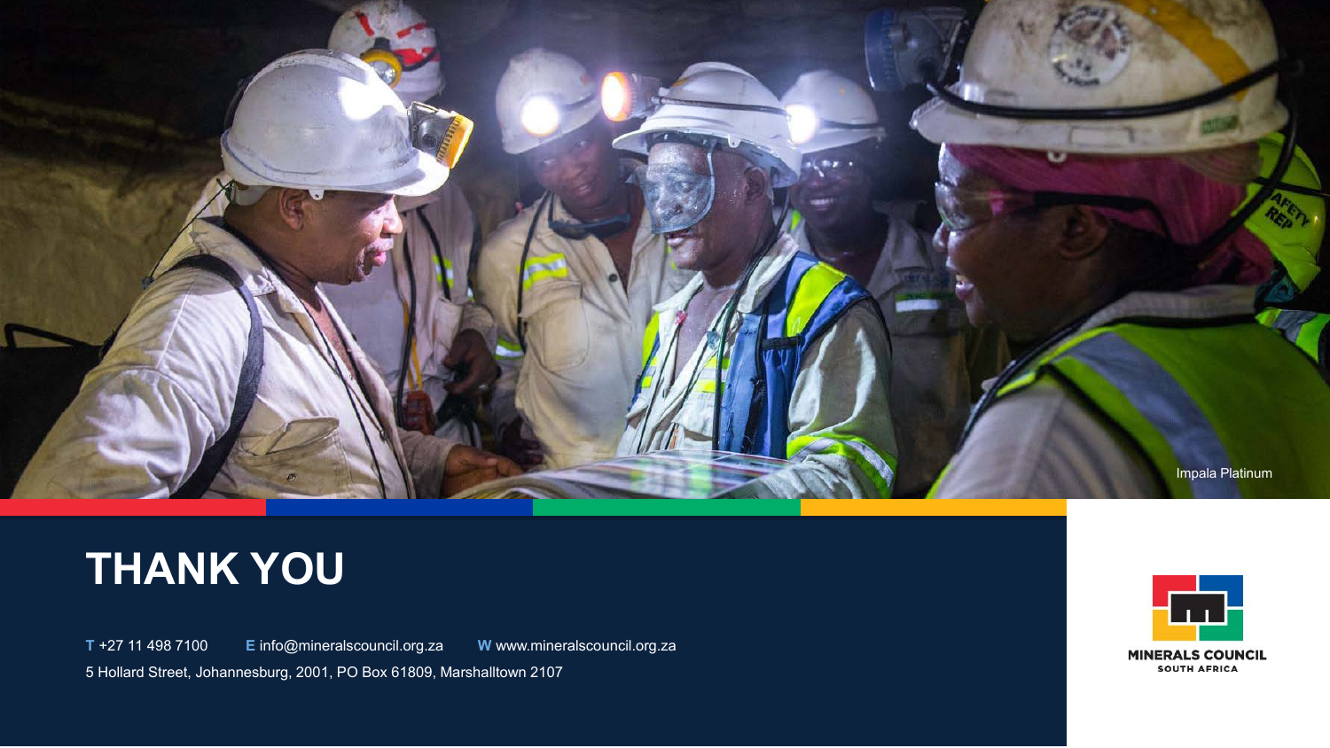Impala Platinum

# THANK YOU

**T** +27 11 498 7100 **E** info@mineralscouncil.org.za **W** www.mineralscouncil.org.za

5 Hollard Street, Johannesburg, 2001, PO Box 61809, Marshalltown 2107

MINERALS COUNCIL SOUTH AFRICA